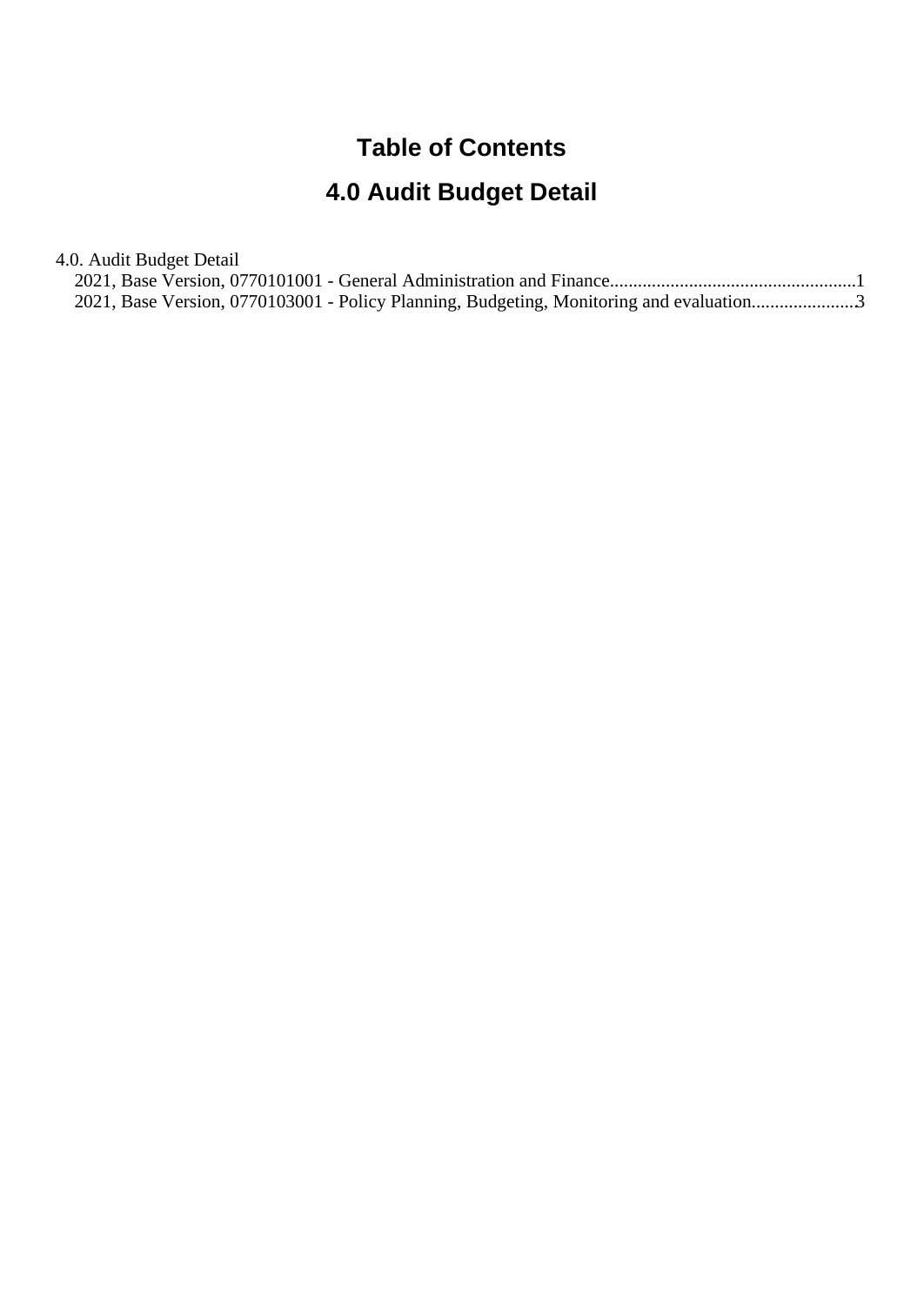# Table of Contents

## 4.0 Audit Budget Detail

4.0. Audit Budget Detail

- 2021, Base Version, 0770101001 - General Administration and Finance....................................................1
- 2021, Base Version, 0770103001 - Policy Planning, Budgeting, Monitoring and evaluation......................3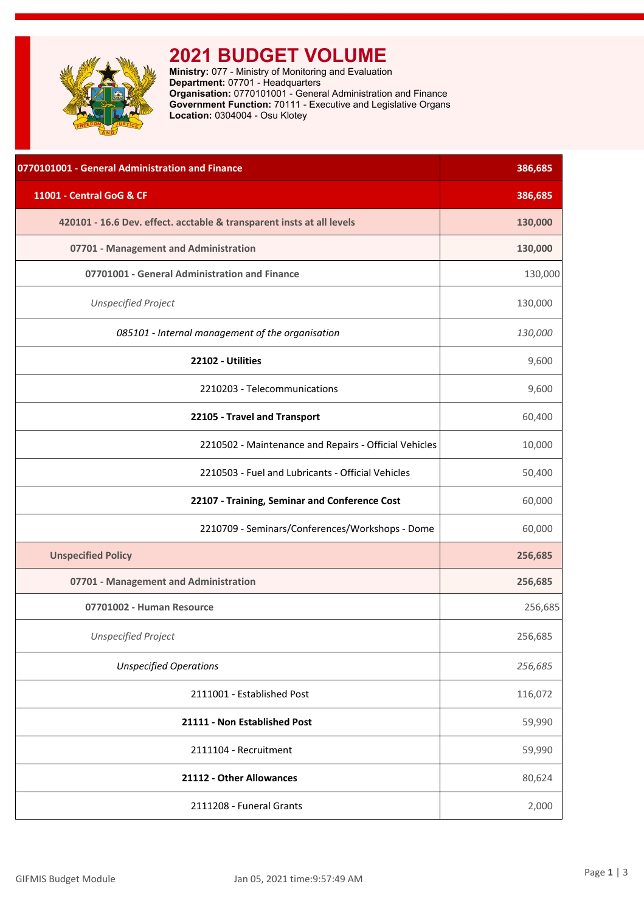# 2021 BUDGET VOLUME

**Ministry:** 077 - Ministry of Monitoring and Evaluation
**Department:** 07701 - Headquarters
**Organisation:** 0770101001 - General Administration and Finance
**Government Function:** 70111 - Executive and Legislative Organs
**Location:** 0304004 - Osu Klotey

| Item | Amount |
|---|---|
| **0770101001 - General Administration and Finance** | **386,685** |
| **11001 - Central GoG & CF** | **386,685** |
| **420101 - 16.6 Dev. effect. acctable & transparent insts at all levels** | **130,000** |
| **07701 - Management and Administration** | **130,000** |
| **07701001 - General Administration and Finance** | 130,000 |
| *Unspecified Project* | 130,000 |
| *085101 - Internal management of the organisation* | *130,000* |
| **22102 - Utilities** | 9,600 |
| 2210203 - Telecommunications | 9,600 |
| **22105 - Travel and Transport** | 60,400 |
| 2210502 - Maintenance and Repairs - Official Vehicles | 10,000 |
| 2210503 - Fuel and Lubricants - Official Vehicles | 50,400 |
| **22107 - Training, Seminar and Conference Cost** | 60,000 |
| 2210709 - Seminars/Conferences/Workshops - Dome | 60,000 |
| **Unspecified Policy** | **256,685** |
| **07701 - Management and Administration** | **256,685** |
| **07701002 - Human Resource** | 256,685 |
| *Unspecified Project* | 256,685 |
| *Unspecified Operations* | *256,685* |
| 2111001 - Established Post | 116,072 |
| **21111 - Non Established Post** | 59,990 |
| 2111104 - Recruitment | 59,990 |
| **21112 - Other Allowances** | 80,624 |
| 2111208 - Funeral Grants | 2,000 |

GIFMIS Budget Module — Jan 05, 2021 time:9:57:49 AM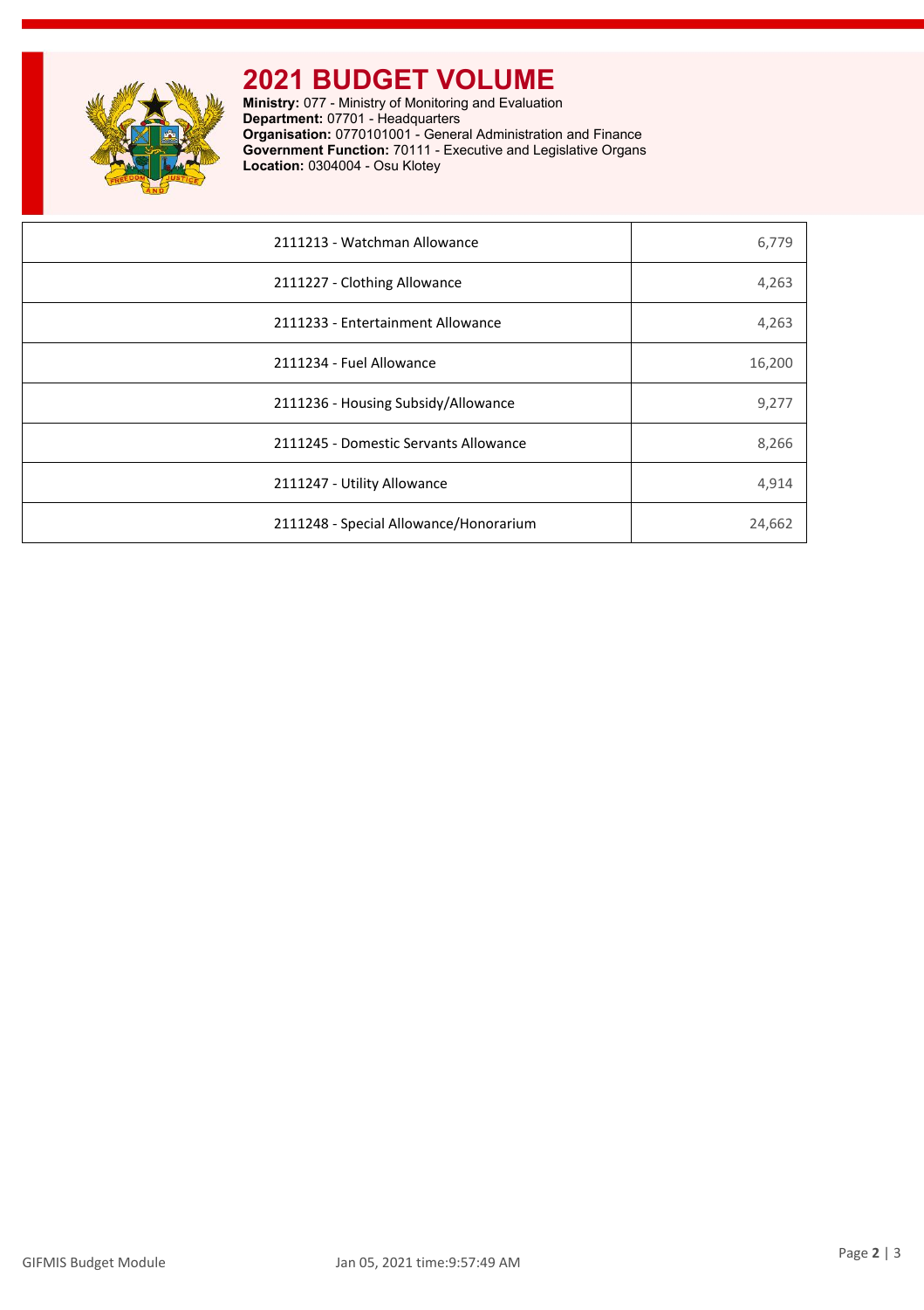# 2021 BUDGET VOLUME

**Ministry:** 077 - Ministry of Monitoring and Evaluation
**Department:** 07701 - Headquarters
**Organisation:** 0770101001 - General Administration and Finance
**Government Function:** 70111 - Executive and Legislative Organs
**Location:** 0304004 - Osu Klotey

| | |
|---|---|
| 2111213 - Watchman Allowance | 6,779 |
| 2111227 - Clothing Allowance | 4,263 |
| 2111233 - Entertainment Allowance | 4,263 |
| 2111234 - Fuel Allowance | 16,200 |
| 2111236 - Housing Subsidy/Allowance | 9,277 |
| 2111245 - Domestic Servants Allowance | 8,266 |
| 2111247 - Utility Allowance | 4,914 |
| 2111248 - Special Allowance/Honorarium | 24,662 |

GIFMIS Budget Module    Jan 05, 2021 time:9:57:49 AM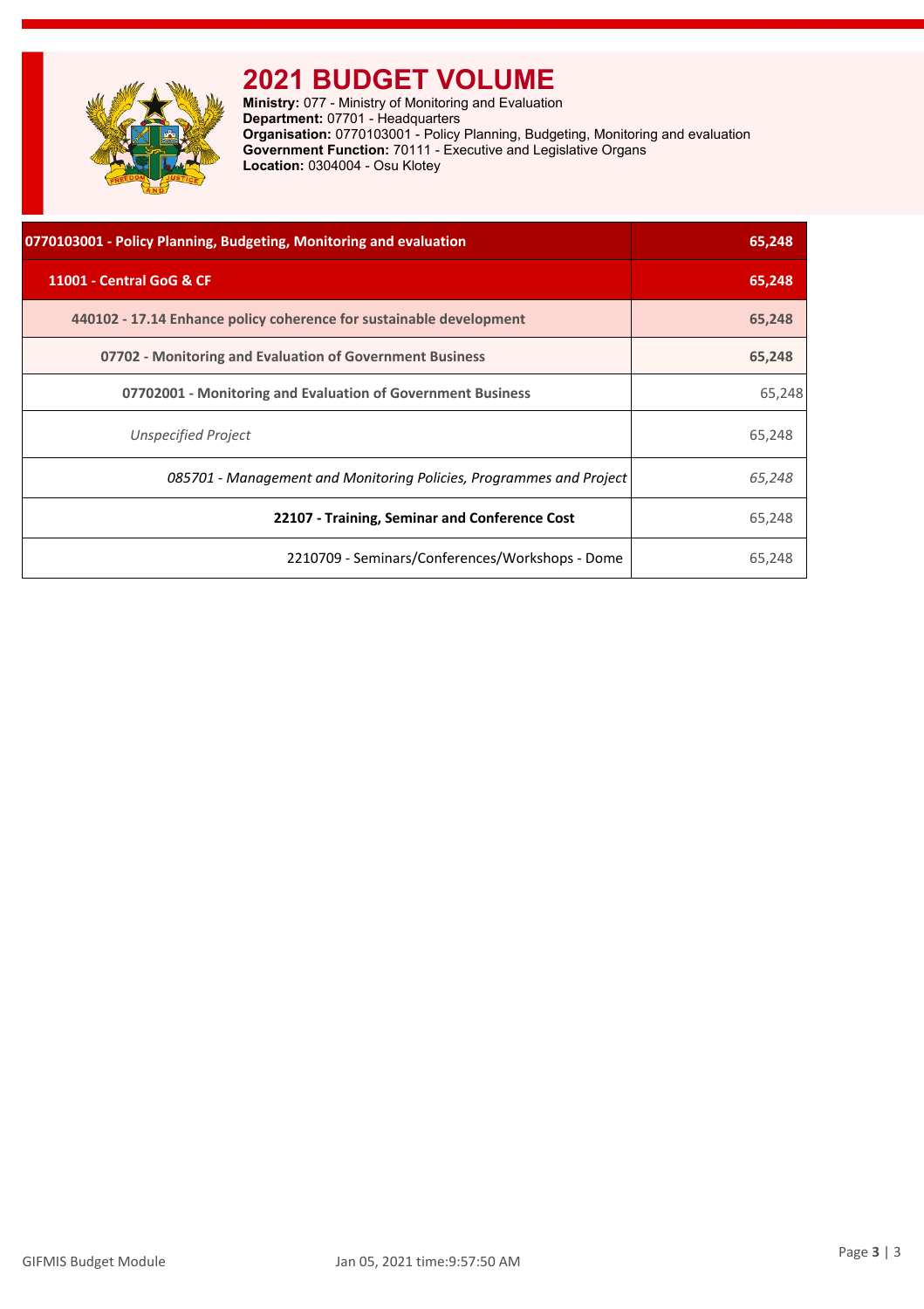# 2021 BUDGET VOLUME

**Ministry:** 077 - Ministry of Monitoring and Evaluation
**Department:** 07701 - Headquarters
**Organisation:** 0770103001 - Policy Planning, Budgeting, Monitoring and evaluation
**Government Function:** 70111 - Executive and Legislative Organs
**Location:** 0304004 - Osu Klotey

| | |
|---|---|
| **0770103001 - Policy Planning, Budgeting, Monitoring and evaluation** | **65,248** |
| **11001 - Central GoG & CF** | **65,248** |
| **440102 - 17.14 Enhance policy coherence for sustainable development** | **65,248** |
| **07702 - Monitoring and Evaluation of Government Business** | **65,248** |
| **07702001 - Monitoring and Evaluation of Government Business** | 65,248 |
| *Unspecified Project* | 65,248 |
| *085701 - Management and Monitoring Policies, Programmes and Project* | *65,248* |
| **22107 - Training, Seminar and Conference Cost** | 65,248 |
| 2210709 - Seminars/Conferences/Workshops - Dome | 65,248 |

GIFMIS Budget Module

Jan 05, 2021 time:9:57:50 AM